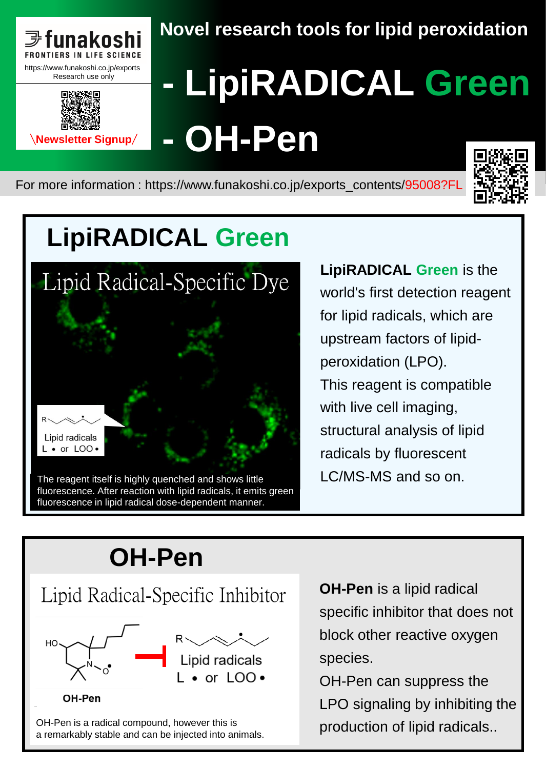funakoshi
FRONTIERS IN LIFE SCIENCE
https://www.funakoshi.co.jp/exports
Research use only

\Newsletter Signup/

Novel research tools for lipid peroxidation

# - LipiRADICAL Green
# - OH-Pen

For more information : https://www.funakoshi.co.jp/exports_contents/95008?FL

## LipiRADICAL Green

Lipid Radical-Specific Dye

Lipid radicals
L • or LOO •

The reagent itself is highly quenched and shows little fluorescence. After reaction with lipid radicals, it emits green fluorescence in lipid radical dose-dependent manner.

**LipiRADICAL Green** is the world's first detection reagent for lipid radicals, which are upstream factors of lipid-peroxidation (LPO).
This reagent is compatible with live cell imaging, structural analysis of lipid radicals by fluorescent LC/MS-MS and so on.

## OH-Pen

Lipid Radical-Specific Inhibitor

OH-Pen

Lipid radicals
L • or LOO •

OH-Pen is a radical compound, however this is a remarkably stable and can be injected into animals.

**OH-Pen** is a lipid radical specific inhibitor that does not block other reactive oxygen species.
OH-Pen can suppress the LPO signaling by inhibiting the production of lipid radicals..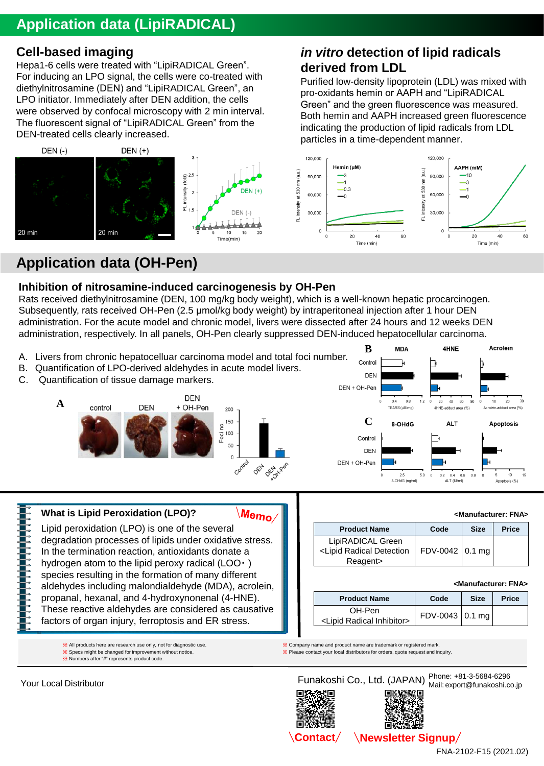# Application data (LipiRADICAL)

## Cell-based imaging

Hepa1-6 cells were treated with "LipiRADICAL Green". For inducing an LPO signal, the cells were co-treated with diethylnitrosamine (DEN) and "LipiRADICAL Green", an LPO initiator. Immediately after DEN addition, the cells were observed by confocal microscopy with 2 min interval. The fluorescent signal of "LipiRADICAL Green" from the DEN-treated cells clearly increased.

DEN (-)
DEN (+)
20 min
20 min

FL intensity (fold)
DEN (+)
DEN (-)
Time(min)

## *in vitro* detection of lipid radicals derived from LDL

Purified low-density lipoprotein (LDL) was mixed with pro-oxidants hemin or AAPH and "LipiRADICAL Green" and the green fluorescence was measured. Both hemin and AAPH increased green fluorescence indicating the production of lipid radicals from LDL particles in a time-dependent manner.

Hemin (μM): 3, 1, 0.3, 0
AAPH (mM): 10, 3, 1, 0
FL intensity at 530 nm (a.u.)
Time (min)

# Application data (OH-Pen)

### Inhibition of nitrosamine-induced carcinogenesis by OH-Pen

Rats received diethylnitrosamine (DEN, 100 mg/kg body weight), which is a well-known hepatic procarcinogen. Subsequently, rats received OH-Pen (2.5 μmol/kg body weight) by intraperitoneal injection after 1 hour DEN administration. For the acute model and chronic model, livers were dissected after 24 hours and 12 weeks DEN administration, respectively. In all panels, OH-Pen clearly suppressed DEN-induced hepatocellular carcinoma.

A. Livers from chronic hepatocelluar carcinoma model and total foci number.
B. Quantification of LPO-derived aldehydes in acute model livers.
C. Quantification of tissue damage markers.

A: control, DEN, DEN + OH-Pen; Foci no.

B: MDA, 4HNE, Acrolein; Control, DEN, DEN + OH-Pen; TBARS (μM/mg), 4HNE-adduct area (%), Acrolein-adduct area (%)

C: 8-OHdG, ALT, Apoptosis; Control, DEN, DEN + OH-Pen; 8-OHdG (ng/ml), ALT (IU/ml), Apoptosis (%)

### What is Lipid Peroxidation (LPO)? Memo

Lipid peroxidation (LPO) is one of the several degradation processes of lipids under oxidative stress. In the termination reaction, antioxidants donate a hydrogen atom to the lipid peroxy radical (LOO・) species resulting in the formation of many different aldehydes including malondialdehyde (MDA), acrolein, propanal, hexanal, and 4-hydroxynonenal (4-HNE). These reactive aldehydes are considered as causative factors of organ injury, ferroptosis and ER stress.

<Manufacturer: FNA>

| Product Name | Code | Size | Price |
|---|---|---|---|
| LipiRADICAL Green <Lipid Radical Detection Reagent> | FDV-0042 | 0.1 mg | |

<Manufacturer: FNA>

| Product Name | Code | Size | Price |
|---|---|---|---|
| OH-Pen <Lipid Radical Inhibitor> | FDV-0043 | 0.1 mg | |

※ All products here are research use only, not for diagnostic use.
※ Specs might be changed for improvement without notice.
※ Numbers after "#" represents product code.
※ Company name and product name are trademark or registered mark.
※ Please contact your local distributors for orders, quote request and inquiry.

Your Local Distributor

Funakoshi Co., Ltd. (JAPAN) Phone: +81-3-5684-6296 Mail: export@funakoshi.co.jp

Contact / Newsletter Signup

FNA-2102-F15 (2021.02)